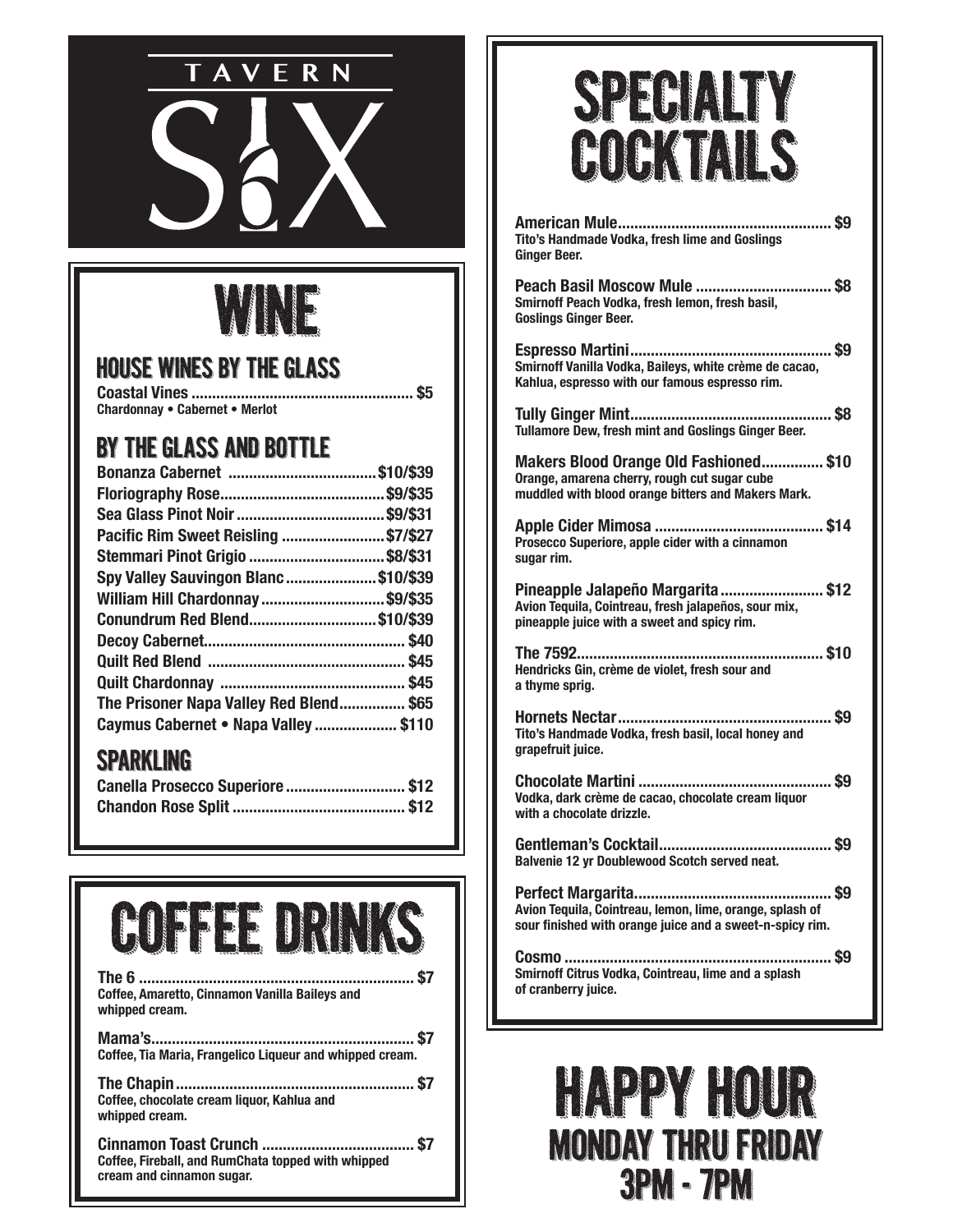# TAVERN SIX

## WINE

### HOUSE WINES BY THE GLASS

**Coastal Vines** ..................................................... $5
Chardonnay • Cabernet • Merlot

### BY THE GLASS AND BOTTLE

**Bonanza Cabernet** .................................... $10/$39
**Floriography Rose**........................................ $9/$35
**Sea Glass Pinot Noir** .................................... $9/$31
**Pacific Rim Sweet Reisling** ......................... $7/$27
**Stemmari Pinot Grigio** ................................. $8/$31
**Spy Valley Sauvingon Blanc**...................... $10/$39
**William Hill Chardonnay** ............................. $9/$35
**Conundrum Red Blend**.............................. $10/$39
**Decoy Cabernet**................................................ $40
**Quilt Red Blend** ............................................... $45
**Quilt Chardonnay** ............................................ $45
**The Prisoner Napa Valley Red Blend**................ $65
**Caymus Cabernet • Napa Valley** .................... $110

### SPARKLING

**Canella Prosecco Superiore** ............................. $12
**Chandon Rose Split** .......................................... $12

## COFFEE DRINKS

**The 6** .................................................................. $7
Coffee, Amaretto, Cinnamon Vanilla Baileys and whipped cream.

**Mama's**................................................................ $7
Coffee, Tia Maria, Frangelico Liqueur and whipped cream.

**The Chapin**.......................................................... $7
Coffee, chocolate cream liquor, Kahlua and whipped cream.

**Cinnamon Toast Crunch** ..................................... $7
Coffee, Fireball, and RumChata topped with whipped cream and cinnamon sugar.

## SPECIALTY COCKTAILS

**American Mule**.................................................... $9
Tito's Handmade Vodka, fresh lime and Goslings Ginger Beer.

**Peach Basil Moscow Mule** ................................. $8
Smirnoff Peach Vodka, fresh lemon, fresh basil, Goslings Ginger Beer.

**Espresso Martini**................................................. $9
Smirnoff Vanilla Vodka, Baileys, white crème de cacao, Kahlua, espresso with our famous espresso rim.

**Tully Ginger Mint**................................................ $8
Tullamore Dew, fresh mint and Goslings Ginger Beer.

**Makers Blood Orange Old Fashioned**............... $10
Orange, amarena cherry, rough cut sugar cube muddled with blood orange bitters and Makers Mark.

**Apple Cider Mimosa** ......................................... $14
Prosecco Superiore, apple cider with a cinnamon sugar rim.

**Pineapple Jalapeño Margarita** ......................... $12
Avion Tequila, Cointreau, fresh jalapeños, sour mix, pineapple juice with a sweet and spicy rim.

**The 7592**........................................................... $10
Hendricks Gin, crème de violet, fresh sour and a thyme sprig.

**Hornets Nectar**................................................... $9
Tito's Handmade Vodka, fresh basil, local honey and grapefruit juice.

**Chocolate Martini** .............................................. $9
Vodka, dark crème de cacao, chocolate cream liquor with a chocolate drizzle.

**Gentleman's Cocktail**.......................................... $9
Balvenie 12 yr Doublewood Scotch served neat.

**Perfect Margarita**............................................... $9
Avion Tequila, Cointreau, lemon, lime, orange, splash of sour finished with orange juice and a sweet-n-spicy rim.

**Cosmo** ................................................................ $9
Smirnoff Citrus Vodka, Cointreau, lime and a splash of cranberry juice.

## HAPPY HOUR

### MONDAY THRU FRIDAY

### 3PM - 7PM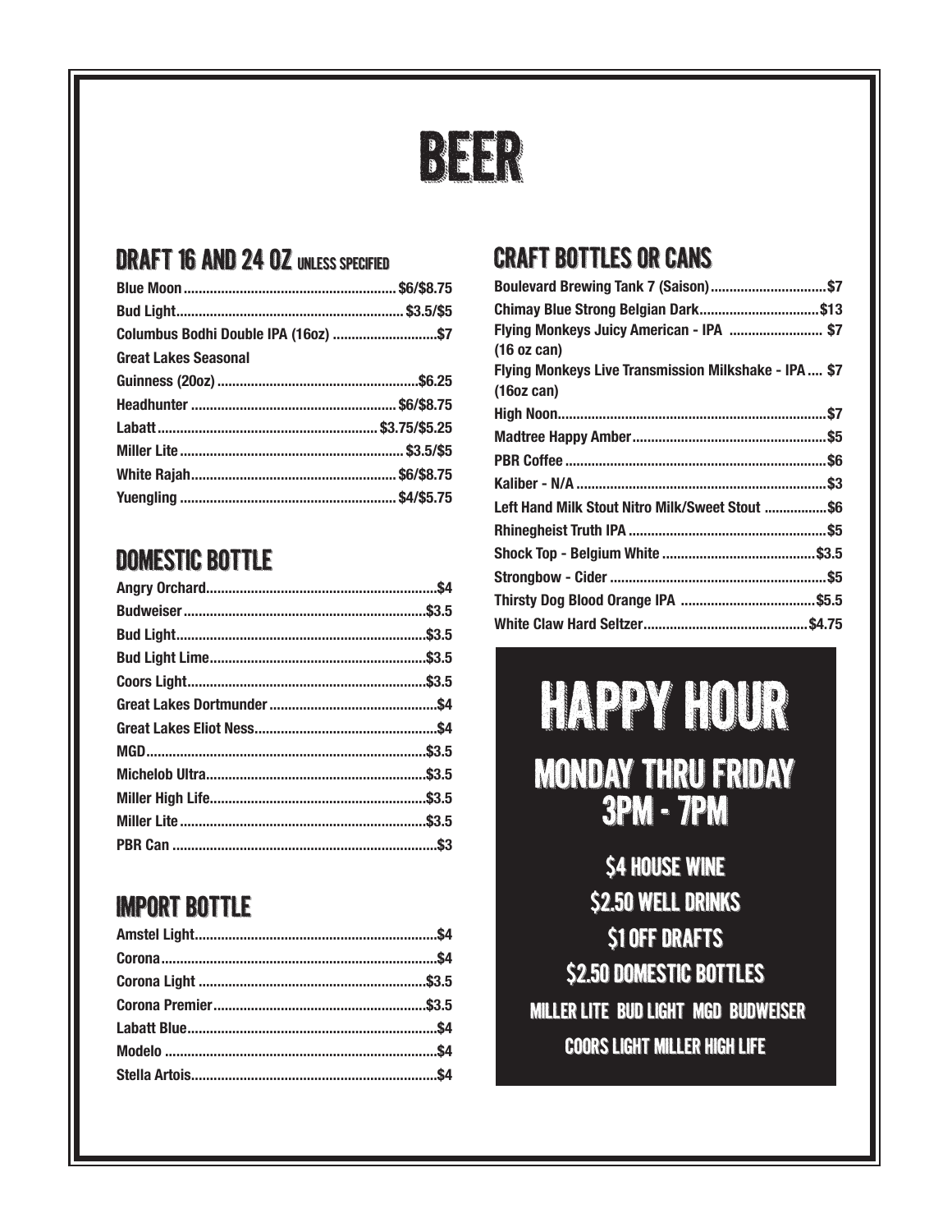# BEER

## DRAFT 16 AND 24 OZ UNLESS SPECIFIED

| | |
|---|---|
| Blue Moon | $6/$8.75 |
| Bud Light | $3.5/$5 |
| Columbus Bodhi Double IPA (16oz) | $7 |
| Great Lakes Seasonal | |
| Guinness (20oz) | $6.25 |
| Headhunter | $6/$8.75 |
| Labatt | $3.75/$5.25 |
| Miller Lite | $3.5/$5 |
| White Rajah | $6/$8.75 |
| Yuengling | $4/$5.75 |

## DOMESTIC BOTTLE

| | |
|---|---|
| Angry Orchard | $4 |
| Budweiser | $3.5 |
| Bud Light | $3.5 |
| Bud Light Lime | $3.5 |
| Coors Light | $3.5 |
| Great Lakes Dortmunder | $4 |
| Great Lakes Eliot Ness | $4 |
| MGD | $3.5 |
| Michelob Ultra | $3.5 |
| Miller High Life | $3.5 |
| Miller Lite | $3.5 |
| PBR Can | $3 |

## IMPORT BOTTLE

| | |
|---|---|
| Amstel Light | $4 |
| Corona | $4 |
| Corona Light | $3.5 |
| Corona Premier | $3.5 |
| Labatt Blue | $4 |
| Modelo | $4 |
| Stella Artois | $4 |

## CRAFT BOTTLES OR CANS

| | |
|---|---|
| Boulevard Brewing Tank 7 (Saison) | $7 |
| Chimay Blue Strong Belgian Dark | $13 |
| Flying Monkeys Juicy American - IPA (16 oz can) | $7 |
| Flying Monkeys Live Transmission Milkshake - IPA (16oz can) | $7 |
| High Noon | $7 |
| Madtree Happy Amber | $5 |
| PBR Coffee | $6 |
| Kaliber - N/A | $3 |
| Left Hand Milk Stout Nitro Milk/Sweet Stout | $6 |
| Rhinegheist Truth IPA | $5 |
| Shock Top - Belgium White | $3.5 |
| Strongbow - Cider | $5 |
| Thirsty Dog Blood Orange IPA | $5.5 |
| White Claw Hard Seltzer | $4.75 |

## HAPPY HOUR

### MONDAY THRU FRIDAY 3PM - 7PM

$4 HOUSE WINE

$2.50 WELL DRINKS

$1 OFF DRAFTS

$2.50 DOMESTIC BOTTLES

MILLER LITE BUD LIGHT MGD BUDWEISER

COORS LIGHT MILLER HIGH LIFE